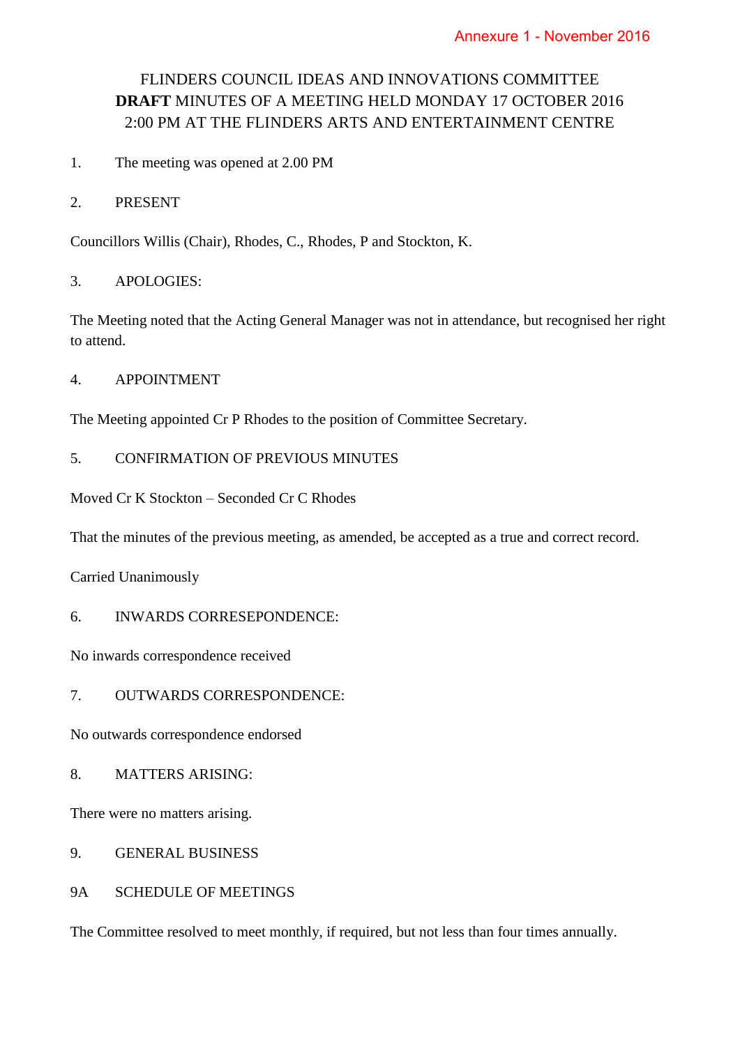Annexure 1 - November 2016

# FLINDERS COUNCIL IDEAS AND INNOVATIONS COMMITTEE
# **DRAFT** MINUTES OF A MEETING HELD MONDAY 17 OCTOBER 2016
# 2:00 PM AT THE FLINDERS ARTS AND ENTERTAINMENT CENTRE

1. The meeting was opened at 2.00 PM

2. PRESENT

Councillors Willis (Chair), Rhodes, C., Rhodes, P and Stockton, K.

3. APOLOGIES:

The Meeting noted that the Acting General Manager was not in attendance, but recognised her right to attend.

4. APPOINTMENT

The Meeting appointed Cr P Rhodes to the position of Committee Secretary.

5. CONFIRMATION OF PREVIOUS MINUTES

Moved Cr K Stockton – Seconded Cr C Rhodes

That the minutes of the previous meeting, as amended, be accepted as a true and correct record.

Carried Unanimously

6. INWARDS CORRESEPONDENCE:

No inwards correspondence received

7. OUTWARDS CORRESPONDENCE:

No outwards correspondence endorsed

8. MATTERS ARISING:

There were no matters arising.

9. GENERAL BUSINESS

9A SCHEDULE OF MEETINGS

The Committee resolved to meet monthly, if required, but not less than four times annually.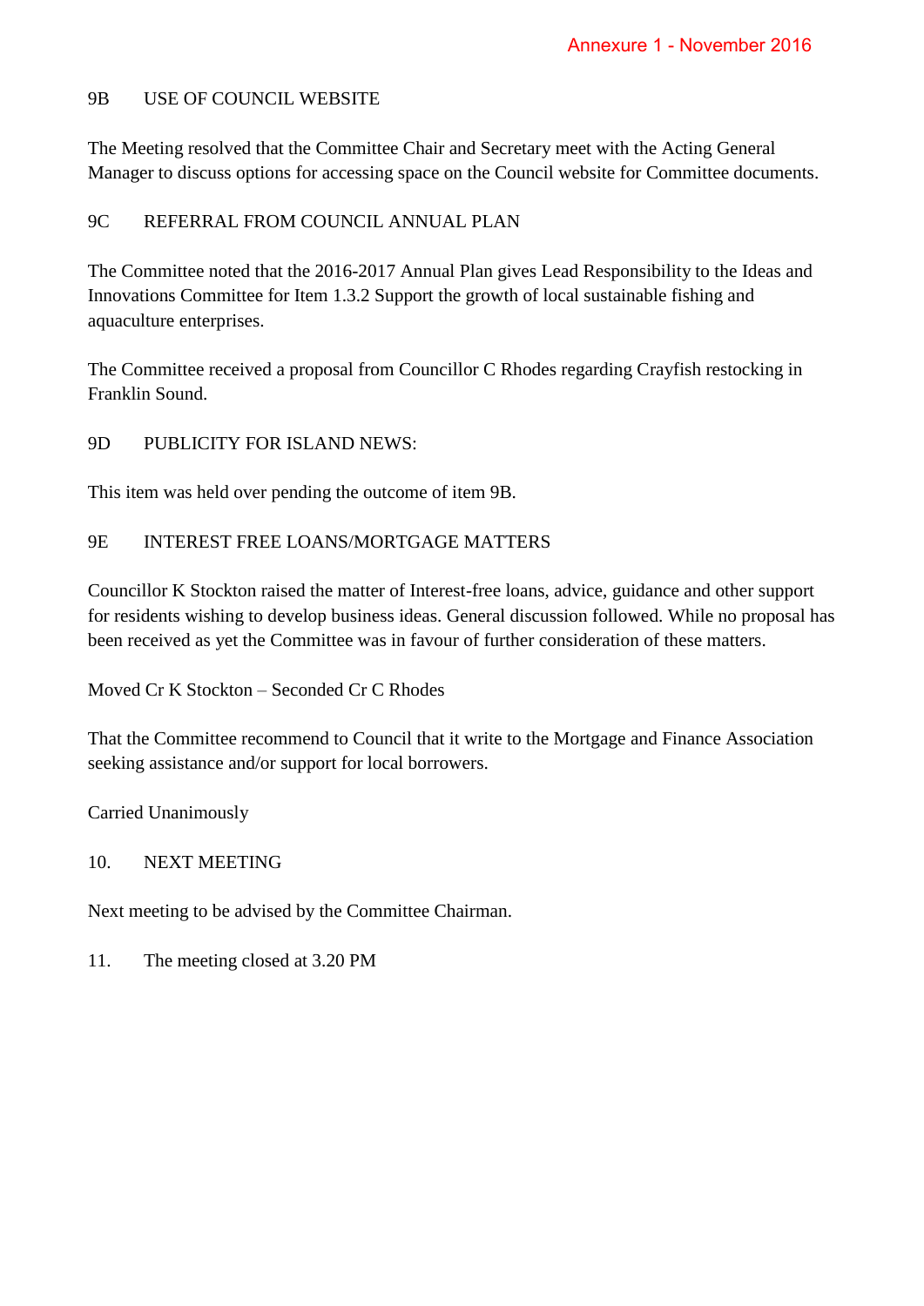Annexure 1 - November 2016

9B USE OF COUNCIL WEBSITE

The Meeting resolved that the Committee Chair and Secretary meet with the Acting General Manager to discuss options for accessing space on the Council website for Committee documents.

9C REFERRAL FROM COUNCIL ANNUAL PLAN

The Committee noted that the 2016-2017 Annual Plan gives Lead Responsibility to the Ideas and Innovations Committee for Item 1.3.2 Support the growth of local sustainable fishing and aquaculture enterprises.

The Committee received a proposal from Councillor C Rhodes regarding Crayfish restocking in Franklin Sound.

9D PUBLICITY FOR ISLAND NEWS:

This item was held over pending the outcome of item 9B.

9E INTEREST FREE LOANS/MORTGAGE MATTERS

Councillor K Stockton raised the matter of Interest-free loans, advice, guidance and other support for residents wishing to develop business ideas. General discussion followed. While no proposal has been received as yet the Committee was in favour of further consideration of these matters.

Moved Cr K Stockton – Seconded Cr C Rhodes

That the Committee recommend to Council that it write to the Mortgage and Finance Association seeking assistance and/or support for local borrowers.

Carried Unanimously

10. NEXT MEETING

Next meeting to be advised by the Committee Chairman.

11. The meeting closed at 3.20 PM